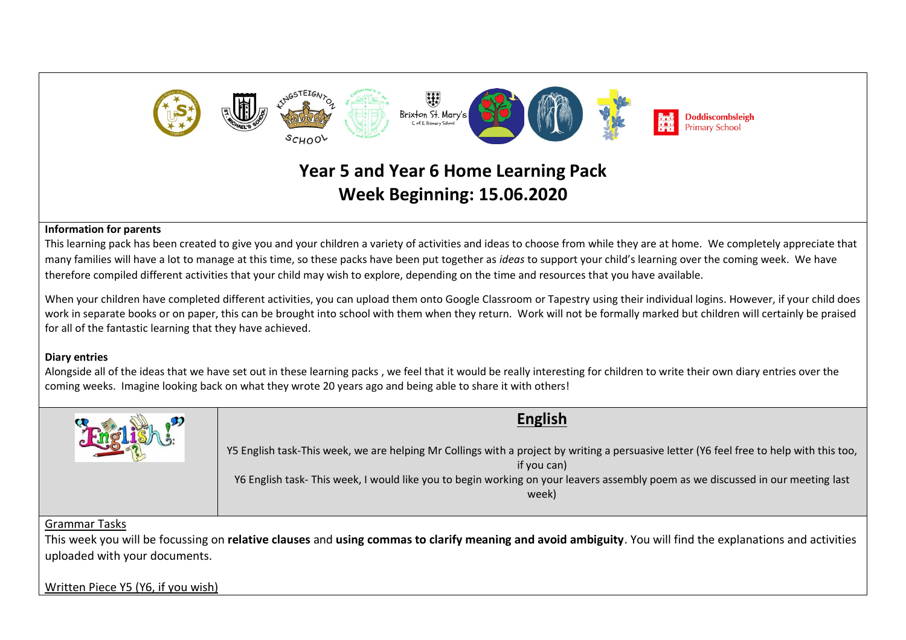# Year 5 and Year 6 Home Learning Pack
## Week Beginning: 15.06.2020

**Information for parents**

This learning pack has been created to give you and your children a variety of activities and ideas to choose from while they are at home. We completely appreciate that many families will have a lot to manage at this time, so these packs have been put together as *ideas* to support your child's learning over the coming week. We have therefore compiled different activities that your child may wish to explore, depending on the time and resources that you have available.

When your children have completed different activities, you can upload them onto Google Classroom or Tapestry using their individual logins. However, if your child does work in separate books or on paper, this can be brought into school with them when they return. Work will not be formally marked but children will certainly be praised for all of the fantastic learning that they have achieved.

**Diary entries**

Alongside all of the ideas that we have set out in these learning packs , we feel that it would be really interesting for children to write their own diary entries over the coming weeks. Imagine looking back on what they wrote 20 years ago and being able to share it with others!

## English

Y5 English task-This week, we are helping Mr Collings with a project by writing a persuasive letter (Y6 feel free to help with this too, if you can)

Y6 English task- This week, I would like you to begin working on your leavers assembly poem as we discussed in our meeting last week)

Grammar Tasks

This week you will be focussing on **relative clauses** and **using commas to clarify meaning and avoid ambiguity**. You will find the explanations and activities uploaded with your documents.

Written Piece Y5 (Y6, if you wish)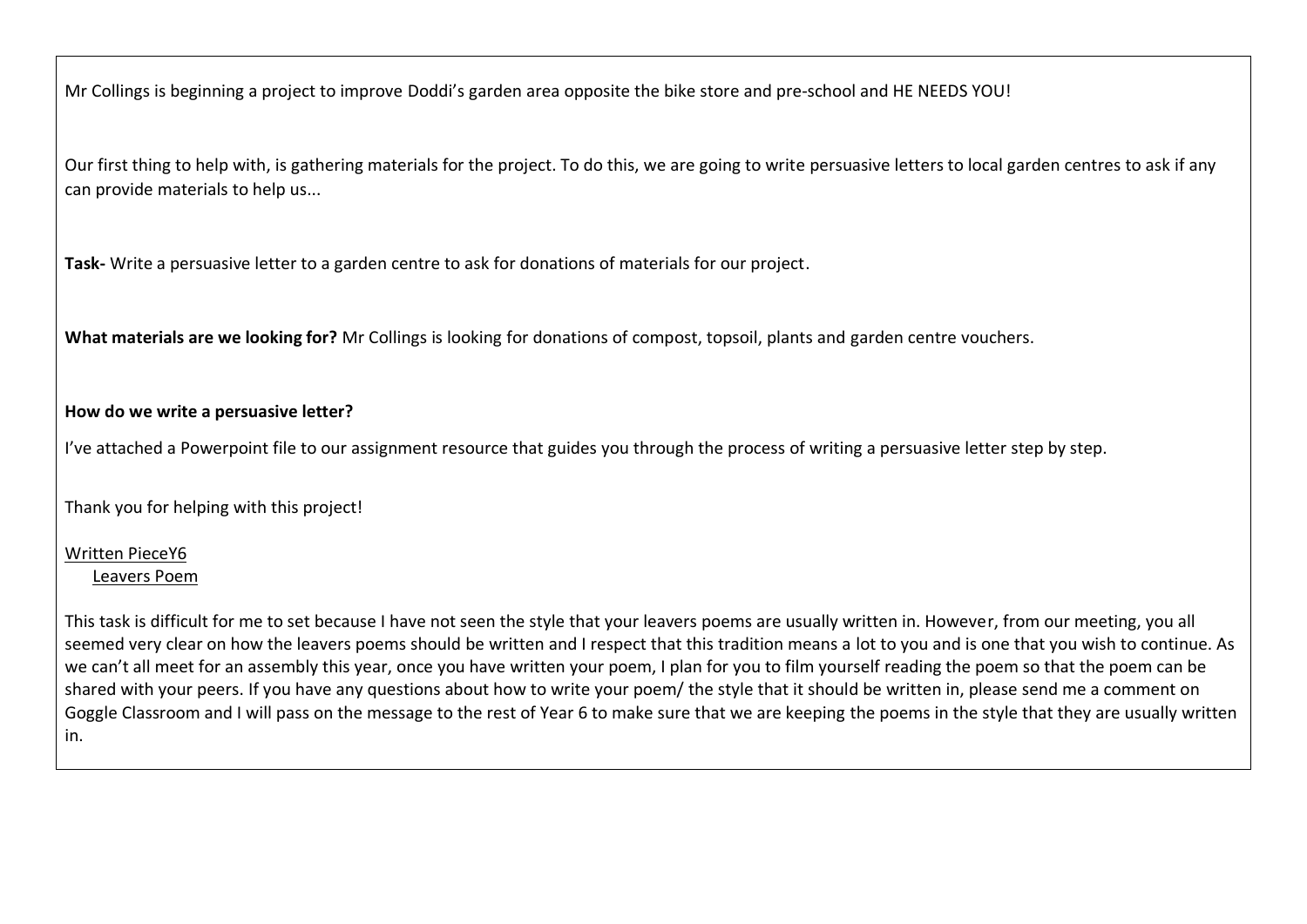Mr Collings is beginning a project to improve Doddi's garden area opposite the bike store and pre-school and HE NEEDS YOU!

Our first thing to help with, is gathering materials for the project. To do this, we are going to write persuasive letters to local garden centres to ask if any can provide materials to help us...

**Task-** Write a persuasive letter to a garden centre to ask for donations of materials for our project.

**What materials are we looking for?** Mr Collings is looking for donations of compost, topsoil, plants and garden centre vouchers.

**How do we write a persuasive letter?**

I've attached a Powerpoint file to our assignment resource that guides you through the process of writing a persuasive letter step by step.

Thank you for helping with this project!

Written PieceY6
Leavers Poem

This task is difficult for me to set because I have not seen the style that your leavers poems are usually written in. However, from our meeting, you all seemed very clear on how the leavers poems should be written and I respect that this tradition means a lot to you and is one that you wish to continue. As we can't all meet for an assembly this year, once you have written your poem, I plan for you to film yourself reading the poem so that the poem can be shared with your peers. If you have any questions about how to write your poem/ the style that it should be written in, please send me a comment on Goggle Classroom and I will pass on the message to the rest of Year 6 to make sure that we are keeping the poems in the style that they are usually written in.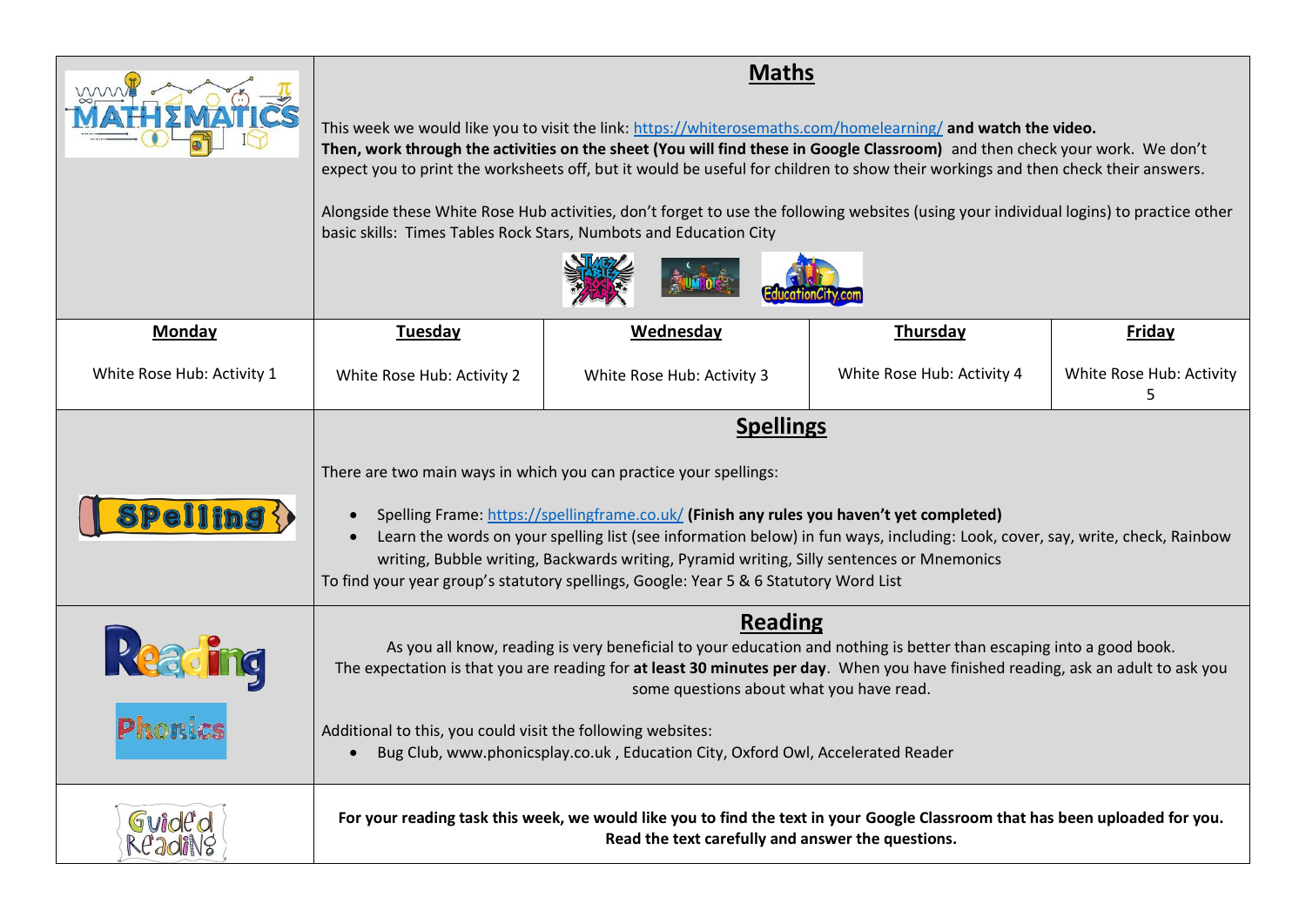## Maths

This week we would like you to visit the link: https://whiterosemaths.com/homelearning/ **and watch the video.**
**Then, work through the activities on the sheet (You will find these in Google Classroom)** and then check your work. We don't expect you to print the worksheets off, but it would be useful for children to show their workings and then check their answers.

Alongside these White Rose Hub activities, don't forget to use the following websites (using your individual logins) to practice other basic skills: Times Tables Rock Stars, Numbots and Education City

| Monday | Tuesday | Wednesday | Thursday | Friday |
|---|---|---|---|---|
| White Rose Hub: Activity 1 | White Rose Hub: Activity 2 | White Rose Hub: Activity 3 | White Rose Hub: Activity 4 | White Rose Hub: Activity 5 |

## Spellings

There are two main ways in which you can practice your spellings:

- Spelling Frame: https://spellingframe.co.uk/ **(Finish any rules you haven't yet completed)**
- Learn the words on your spelling list (see information below) in fun ways, including: Look, cover, say, write, check, Rainbow writing, Bubble writing, Backwards writing, Pyramid writing, Silly sentences or Mnemonics

To find your year group's statutory spellings, Google: Year 5 & 6 Statutory Word List

## Reading

As you all know, reading is very beneficial to your education and nothing is better than escaping into a good book.
The expectation is that you are reading for **at least 30 minutes per day**. When you have finished reading, ask an adult to ask you some questions about what you have read.

Additional to this, you could visit the following websites:

- Bug Club, www.phonicsplay.co.uk , Education City, Oxford Owl, Accelerated Reader

## Guided Reading

**For your reading task this week, we would like you to find the text in your Google Classroom that has been uploaded for you. Read the text carefully and answer the questions.**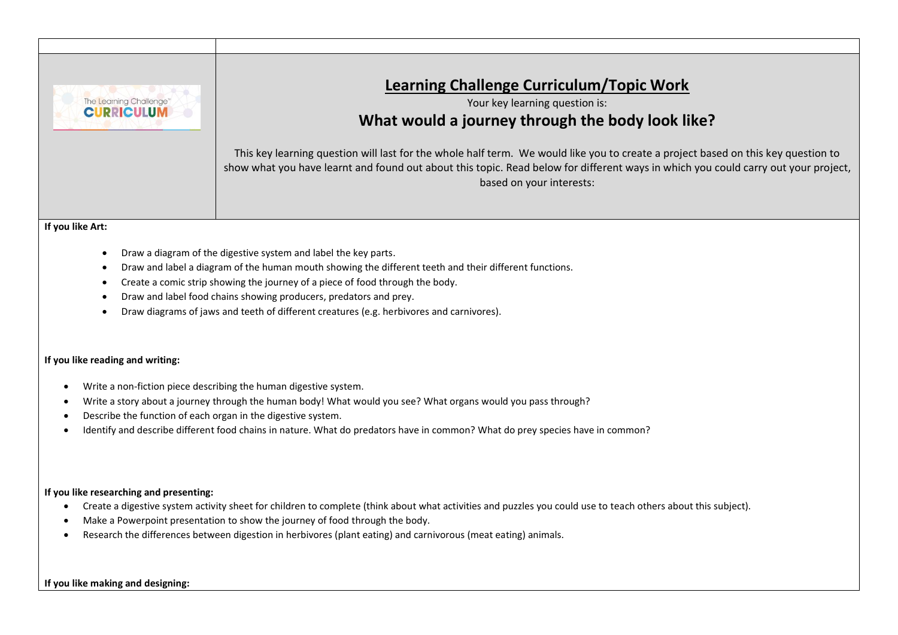# Learning Challenge Curriculum/Topic Work

Your key learning question is:

## What would a journey through the body look like?

This key learning question will last for the whole half term. We would like you to create a project based on this key question to show what you have learnt and found out about this topic. Read below for different ways in which you could carry out your project, based on your interests:

**If you like Art:**

- Draw a diagram of the digestive system and label the key parts.
- Draw and label a diagram of the human mouth showing the different teeth and their different functions.
- Create a comic strip showing the journey of a piece of food through the body.
- Draw and label food chains showing producers, predators and prey.
- Draw diagrams of jaws and teeth of different creatures (e.g. herbivores and carnivores).

**If you like reading and writing:**

- Write a non-fiction piece describing the human digestive system.
- Write a story about a journey through the human body! What would you see? What organs would you pass through?
- Describe the function of each organ in the digestive system.
- Identify and describe different food chains in nature. What do predators have in common? What do prey species have in common?

**If you like researching and presenting:**

- Create a digestive system activity sheet for children to complete (think about what activities and puzzles you could use to teach others about this subject).
- Make a Powerpoint presentation to show the journey of food through the body.
- Research the differences between digestion in herbivores (plant eating) and carnivorous (meat eating) animals.

**If you like making and designing:**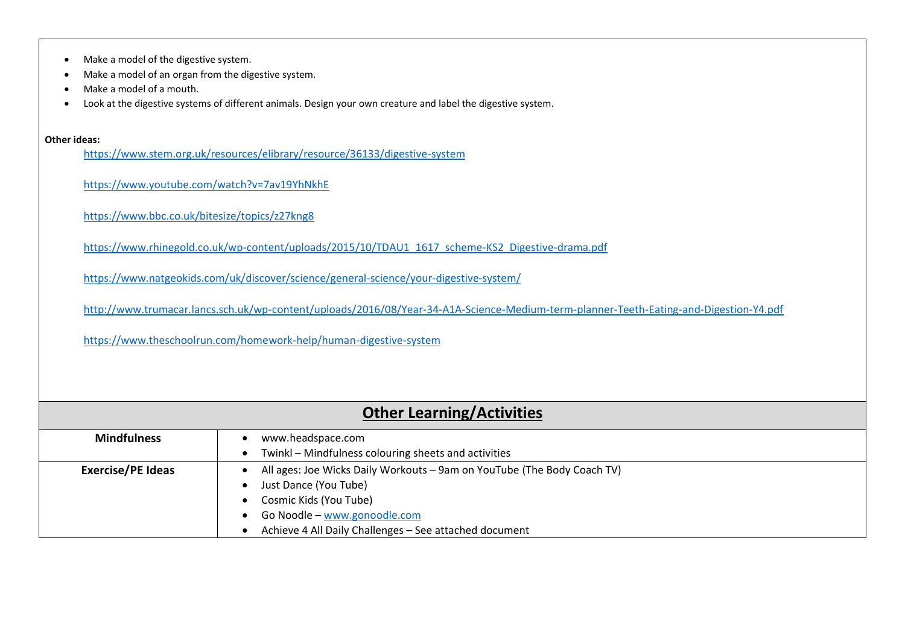- Make a model of the digestive system.
- Make a model of an organ from the digestive system.
- Make a model of a mouth.
- Look at the digestive systems of different animals. Design your own creature and label the digestive system.

**Other ideas:**

https://www.stem.org.uk/resources/elibrary/resource/36133/digestive-system

https://www.youtube.com/watch?v=7av19YhNkhE

https://www.bbc.co.uk/bitesize/topics/z27kng8

https://www.rhinegold.co.uk/wp-content/uploads/2015/10/TDAU1_1617_scheme-KS2_Digestive-drama.pdf

https://www.natgeokids.com/uk/discover/science/general-science/your-digestive-system/

http://www.trumacar.lancs.sch.uk/wp-content/uploads/2016/08/Year-34-A1A-Science-Medium-term-planner-Teeth-Eating-and-Digestion-Y4.pdf

https://www.theschoolrun.com/homework-help/human-digestive-system

## Other Learning/Activities

| | |
|---|---|
| **Mindfulness** | • www.headspace.com<br>• Twinkl – Mindfulness colouring sheets and activities |
| **Exercise/PE Ideas** | • All ages: Joe Wicks Daily Workouts – 9am on YouTube (The Body Coach TV)<br>• Just Dance (You Tube)<br>• Cosmic Kids (You Tube)<br>• Go Noodle – www.gonoodle.com<br>• Achieve 4 All Daily Challenges – See attached document |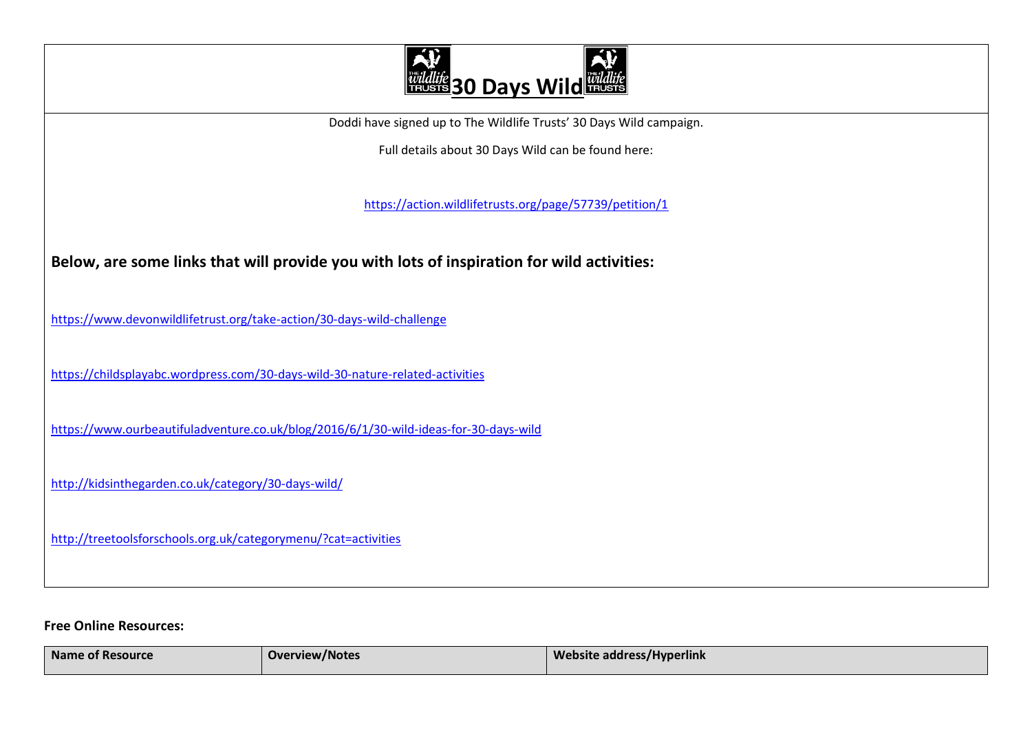# 30 Days Wild

Doddi have signed up to The Wildlife Trusts' 30 Days Wild campaign.

Full details about 30 Days Wild can be found here:

https://action.wildlifetrusts.org/page/57739/petition/1

**Below, are some links that will provide you with lots of inspiration for wild activities:**

https://www.devonwildlifetrust.org/take-action/30-days-wild-challenge

https://childsplayabc.wordpress.com/30-days-wild-30-nature-related-activities

https://www.ourbeautifuladventure.co.uk/blog/2016/6/1/30-wild-ideas-for-30-days-wild

http://kidsinthegarden.co.uk/category/30-days-wild/

http://treetoolsforschools.org.uk/categorymenu/?cat=activities

**Free Online Resources:**

| Name of Resource | Overview/Notes | Website address/Hyperlink |
|---|---|---|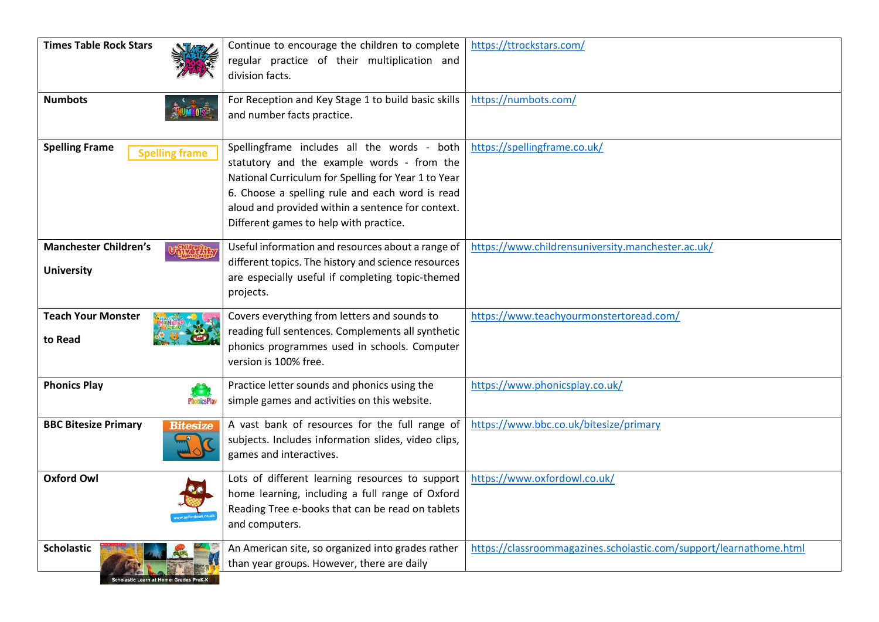| Times Table Rock Stars | Continue to encourage the children to complete regular practice of their multiplication and division facts. | https://ttrockstars.com/ |
|---|---|---|
| Numbots | For Reception and Key Stage 1 to build basic skills and number facts practice. | https://numbots.com/ |
| Spelling Frame | Spellingframe includes all the words - both statutory and the example words - from the National Curriculum for Spelling for Year 1 to Year 6. Choose a spelling rule and each word is read aloud and provided within a sentence for context. Different games to help with practice. | https://spellingframe.co.uk/ |
| Manchester Children's University | Useful information and resources about a range of different topics. The history and science resources are especially useful if completing topic-themed projects. | https://www.childrensuniversity.manchester.ac.uk/ |
| Teach Your Monster to Read | Covers everything from letters and sounds to reading full sentences. Complements all synthetic phonics programmes used in schools. Computer version is 100% free. | https://www.teachyourmonstertoread.com/ |
| Phonics Play | Practice letter sounds and phonics using the simple games and activities on this website. | https://www.phonicsplay.co.uk/ |
| BBC Bitesize Primary | A vast bank of resources for the full range of subjects. Includes information slides, video clips, games and interactives. | https://www.bbc.co.uk/bitesize/primary |
| Oxford Owl | Lots of different learning resources to support home learning, including a full range of Oxford Reading Tree e-books that can be read on tablets and computers. | https://www.oxfordowl.co.uk/ |
| Scholastic | An American site, so organized into grades rather than year groups. However, there are daily | https://classroommagazines.scholastic.com/support/learnathome.html |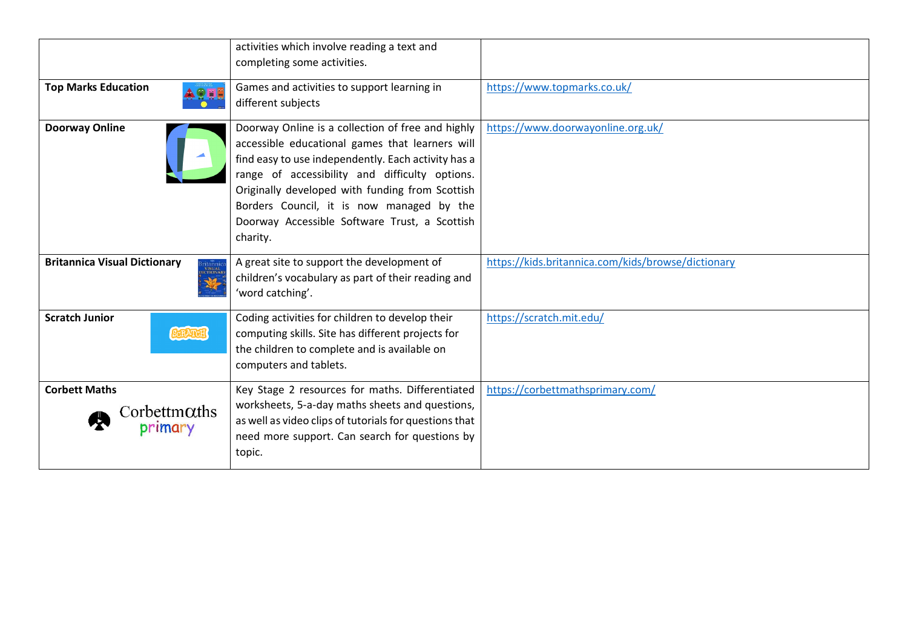| | | |
|---|---|---|
| | activities which involve reading a text and completing some activities. | |
| **Top Marks Education** | Games and activities to support learning in different subjects | https://www.topmarks.co.uk/ |
| **Doorway Online** | Doorway Online is a collection of free and highly accessible educational games that learners will find easy to use independently. Each activity has a range of accessibility and difficulty options. Originally developed with funding from Scottish Borders Council, it is now managed by the Doorway Accessible Software Trust, a Scottish charity. | https://www.doorwayonline.org.uk/ |
| **Britannica Visual Dictionary** | A great site to support the development of children's vocabulary as part of their reading and 'word catching'. | https://kids.britannica.com/kids/browse/dictionary |
| **Scratch Junior** | Coding activities for children to develop their computing skills. Site has different projects for the children to complete and is available on computers and tablets. | https://scratch.mit.edu/ |
| **Corbett Maths** Corbettmaths primary | Key Stage 2 resources for maths. Differentiated worksheets, 5-a-day maths sheets and questions, as well as video clips of tutorials for questions that need more support. Can search for questions by topic. | https://corbettmathsprimary.com/ |